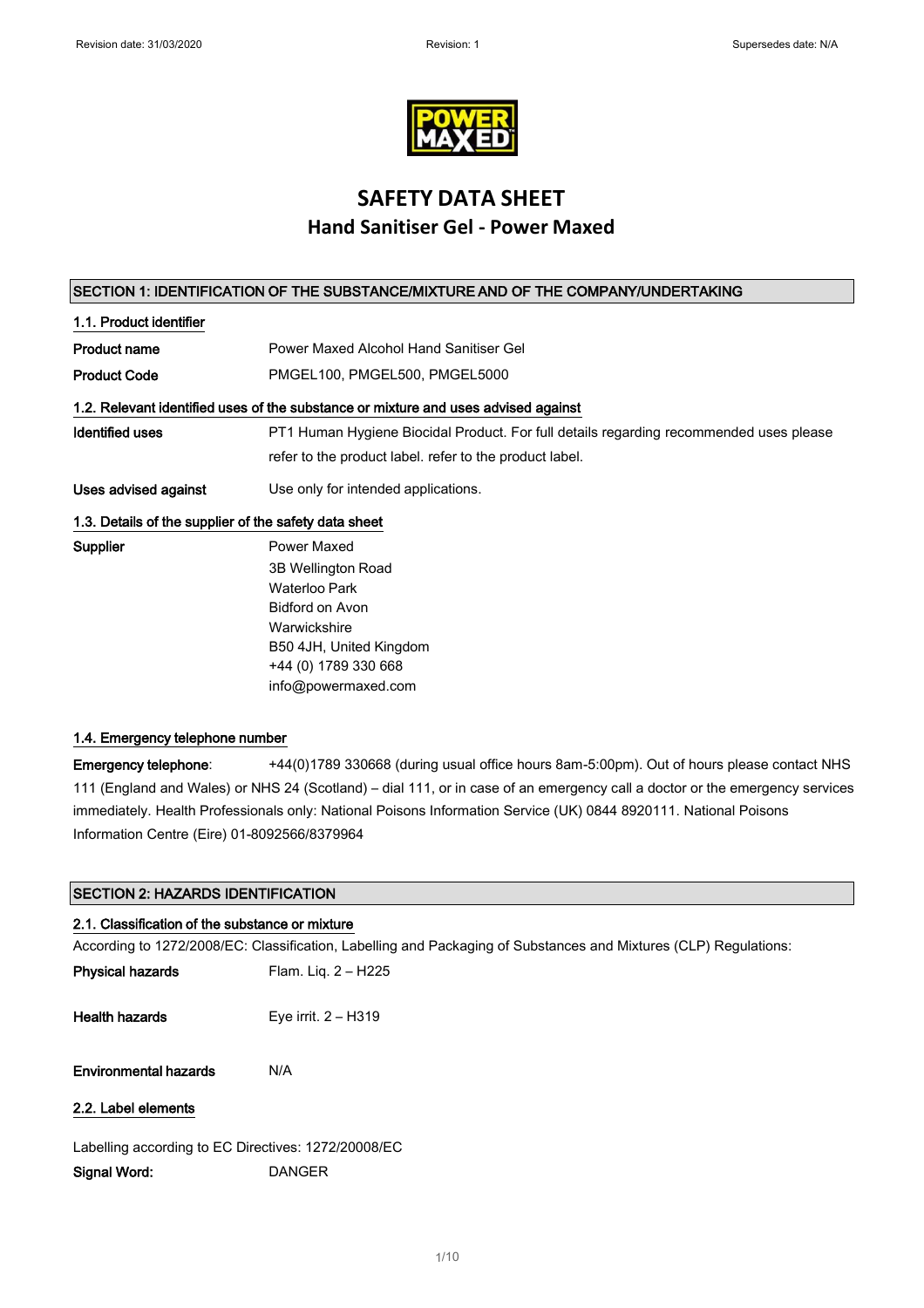# SAFETY DATA SHEET

## Hand Sanitiser Gel - Power Maxed

### SECTION 1: IDENTIFICATION OF THE SUBSTANCE/MIXTURE AND OF THE COMPANY/UNDERTAKING

#### 1.1. Product identifier

**Product name** Power Maxed Alcohol Hand Sanitiser Gel

**Product Code** PMGEL100, PMGEL500, PMGEL5000

#### 1.2. Relevant identified uses of the substance or mixture and uses advised against

**Identified uses** PT1 Human Hygiene Biocidal Product. For full details regarding recommended uses please refer to the product label. refer to the product label.

**Uses advised against** Use only for intended applications.

#### 1.3. Details of the supplier of the safety data sheet

**Supplier**
Power Maxed
3B Wellington Road
Waterloo Park
Bidford on Avon
Warwickshire
B50 4JH, United Kingdom
+44 (0) 1789 330 668
info@powermaxed.com

#### 1.4. Emergency telephone number

**Emergency telephone**: +44(0)1789 330668 (during usual office hours 8am-5:00pm). Out of hours please contact NHS 111 (England and Wales) or NHS 24 (Scotland) – dial 111, or in case of an emergency call a doctor or the emergency services immediately. Health Professionals only: National Poisons Information Service (UK) 0844 8920111. National Poisons Information Centre (Eire) 01-8092566/8379964

### SECTION 2: HAZARDS IDENTIFICATION

#### 2.1. Classification of the substance or mixture

According to 1272/2008/EC: Classification, Labelling and Packaging of Substances and Mixtures (CLP) Regulations:

**Physical hazards** Flam. Liq. 2 – H225

**Health hazards** Eye irrit. 2 – H319

**Environmental hazards** N/A

#### 2.2. Label elements

Labelling according to EC Directives: 1272/20008/EC

**Signal Word:** DANGER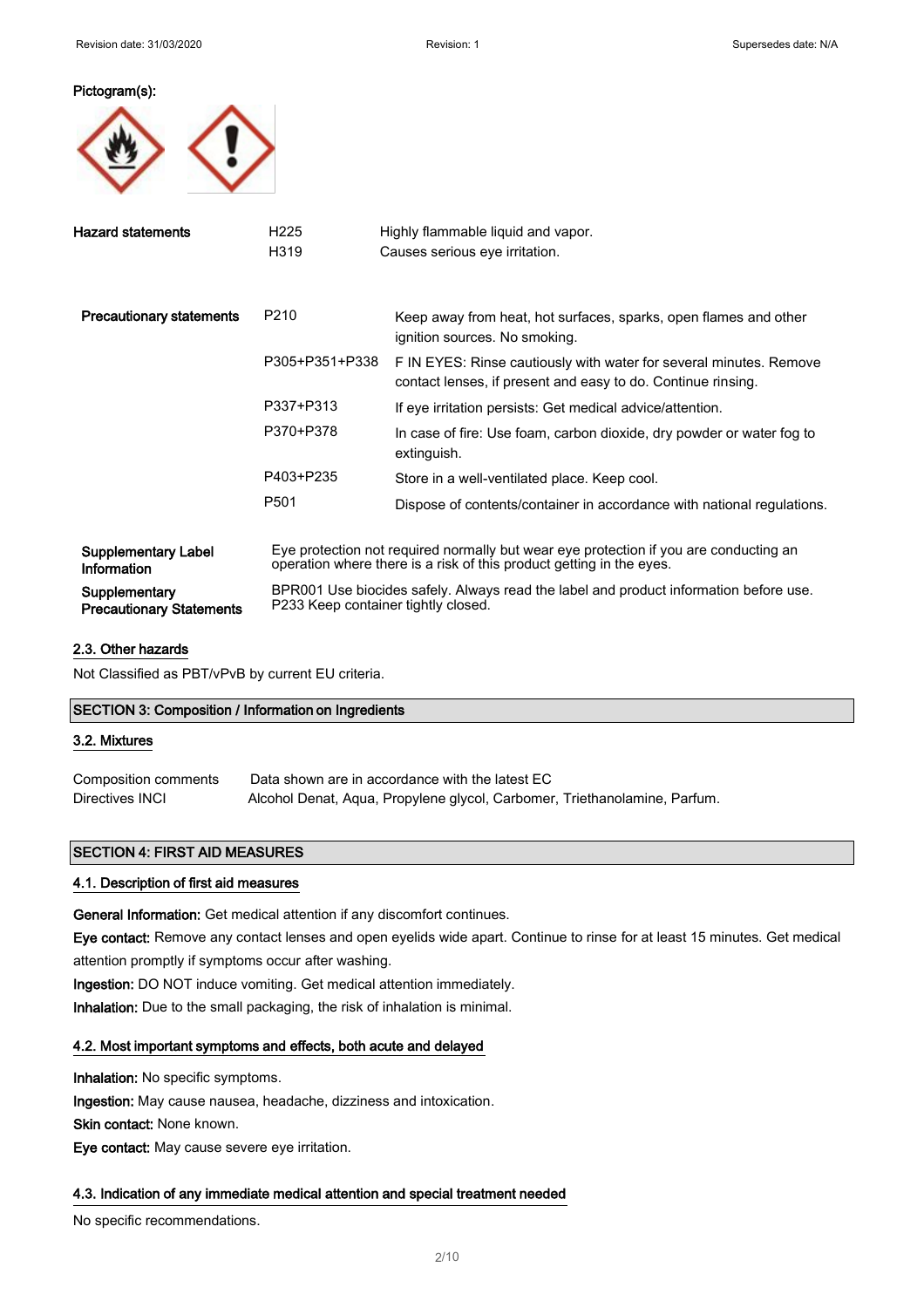Pictogram(s):

| | | |
|---|---|---|
| **Hazard statements** | H225 | Highly flammable liquid and vapor. |
| | H319 | Causes serious eye irritation. |

| | | |
|---|---|---|
| **Precautionary statements** | P210 | Keep away from heat, hot surfaces, sparks, open flames and other ignition sources. No smoking. |
| | P305+P351+P338 | F IN EYES: Rinse cautiously with water for several minutes. Remove contact lenses, if present and easy to do. Continue rinsing. |
| | P337+P313 | If eye irritation persists: Get medical advice/attention. |
| | P370+P378 | In case of fire: Use foam, carbon dioxide, dry powder or water fog to extinguish. |
| | P403+P235 | Store in a well-ventilated place. Keep cool. |
| | P501 | Dispose of contents/container in accordance with national regulations. |

| | |
|---|---|
| **Supplementary Label Information** | Eye protection not required normally but wear eye protection if you are conducting an operation where there is a risk of this product getting in the eyes. |
| **Supplementary Precautionary Statements** | BPR001 Use biocides safely. Always read the label and product information before use. P233 Keep container tightly closed. |

### 2.3. Other hazards

Not Classified as PBT/vPvB by current EU criteria.

## SECTION 3: Composition / Information on Ingredients

### 3.2. Mixtures

| | |
|---|---|
| Composition comments | Data shown are in accordance with the latest EC |
| Directives INCI | Alcohol Denat, Aqua, Propylene glycol, Carbomer, Triethanolamine, Parfum. |

## SECTION 4: FIRST AID MEASURES

### 4.1. Description of first aid measures

**General Information:** Get medical attention if any discomfort continues.

**Eye contact:** Remove any contact lenses and open eyelids wide apart. Continue to rinse for at least 15 minutes. Get medical attention promptly if symptoms occur after washing.

**Ingestion:** DO NOT induce vomiting. Get medical attention immediately.

**Inhalation:** Due to the small packaging, the risk of inhalation is minimal.

### 4.2. Most important symptoms and effects, both acute and delayed

**Inhalation:** No specific symptoms.

**Ingestion:** May cause nausea, headache, dizziness and intoxication.

**Skin contact:** None known.

**Eye contact:** May cause severe eye irritation.

### 4.3. Indication of any immediate medical attention and special treatment needed

No specific recommendations.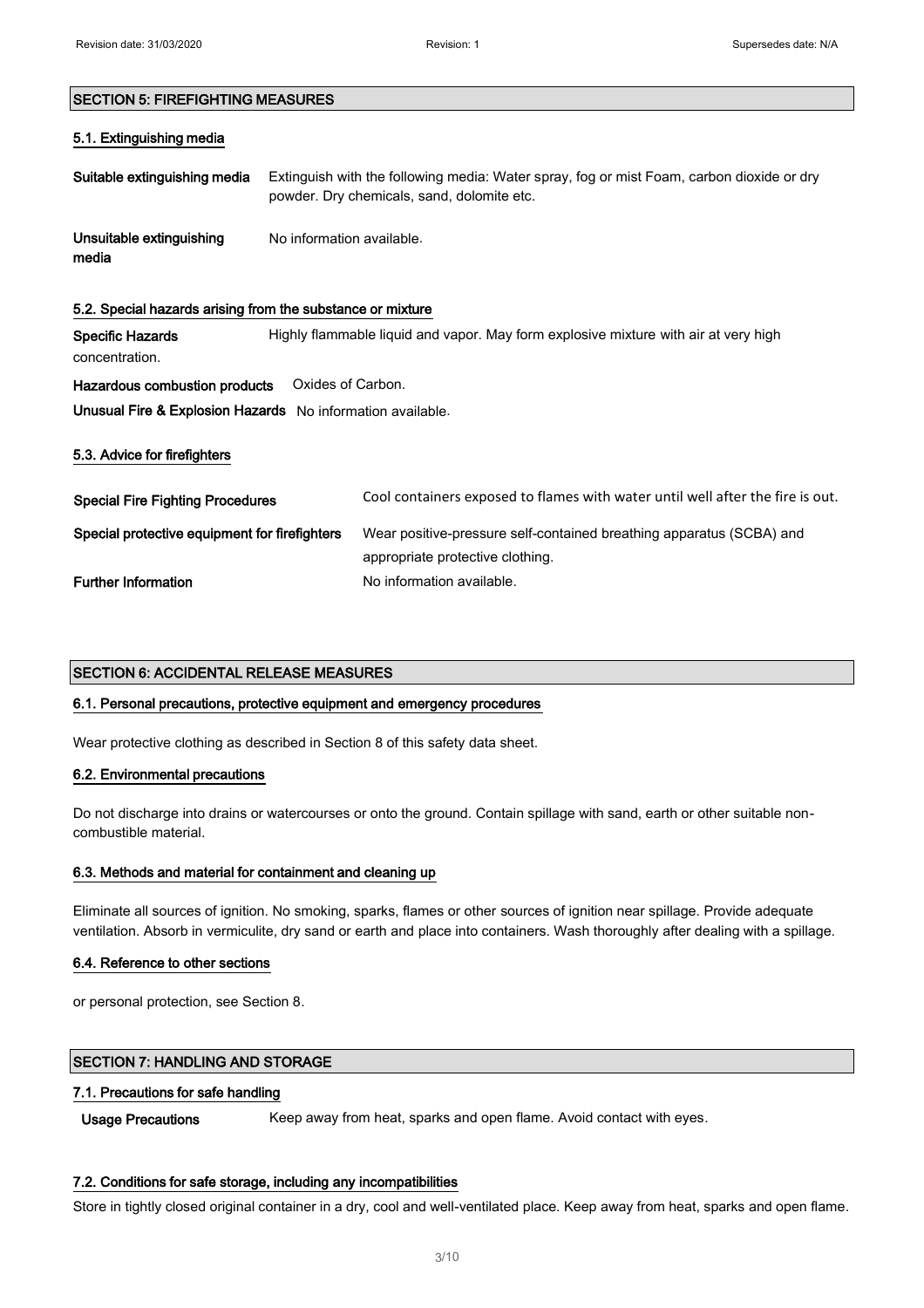## SECTION 5: FIREFIGHTING MEASURES

### 5.1. Extinguishing media

**Suitable extinguishing media** Extinguish with the following media: Water spray, fog or mist Foam, carbon dioxide or dry powder. Dry chemicals, sand, dolomite etc.

**Unsuitable extinguishing media** No information available.

### 5.2. Special hazards arising from the substance or mixture

**Specific Hazards** Highly flammable liquid and vapor. May form explosive mixture with air at very high concentration.

**Hazardous combustion products** Oxides of Carbon.

**Unusual Fire & Explosion Hazards** No information available.

### 5.3. Advice for firefighters

**Special Fire Fighting Procedures** Cool containers exposed to flames with water until well after the fire is out.

**Special protective equipment for firefighters** Wear positive-pressure self-contained breathing apparatus (SCBA) and appropriate protective clothing.

**Further Information** No information available.

## SECTION 6: ACCIDENTAL RELEASE MEASURES

### 6.1. Personal precautions, protective equipment and emergency procedures

Wear protective clothing as described in Section 8 of this safety data sheet.

### 6.2. Environmental precautions

Do not discharge into drains or watercourses or onto the ground. Contain spillage with sand, earth or other suitable non-combustible material.

### 6.3. Methods and material for containment and cleaning up

Eliminate all sources of ignition. No smoking, sparks, flames or other sources of ignition near spillage. Provide adequate ventilation. Absorb in vermiculite, dry sand or earth and place into containers. Wash thoroughly after dealing with a spillage.

### 6.4. Reference to other sections

or personal protection, see Section 8.

## SECTION 7: HANDLING AND STORAGE

### 7.1. Precautions for safe handling

**Usage Precautions** Keep away from heat, sparks and open flame. Avoid contact with eyes.

### 7.2. Conditions for safe storage, including any incompatibilities

Store in tightly closed original container in a dry, cool and well-ventilated place. Keep away from heat, sparks and open flame.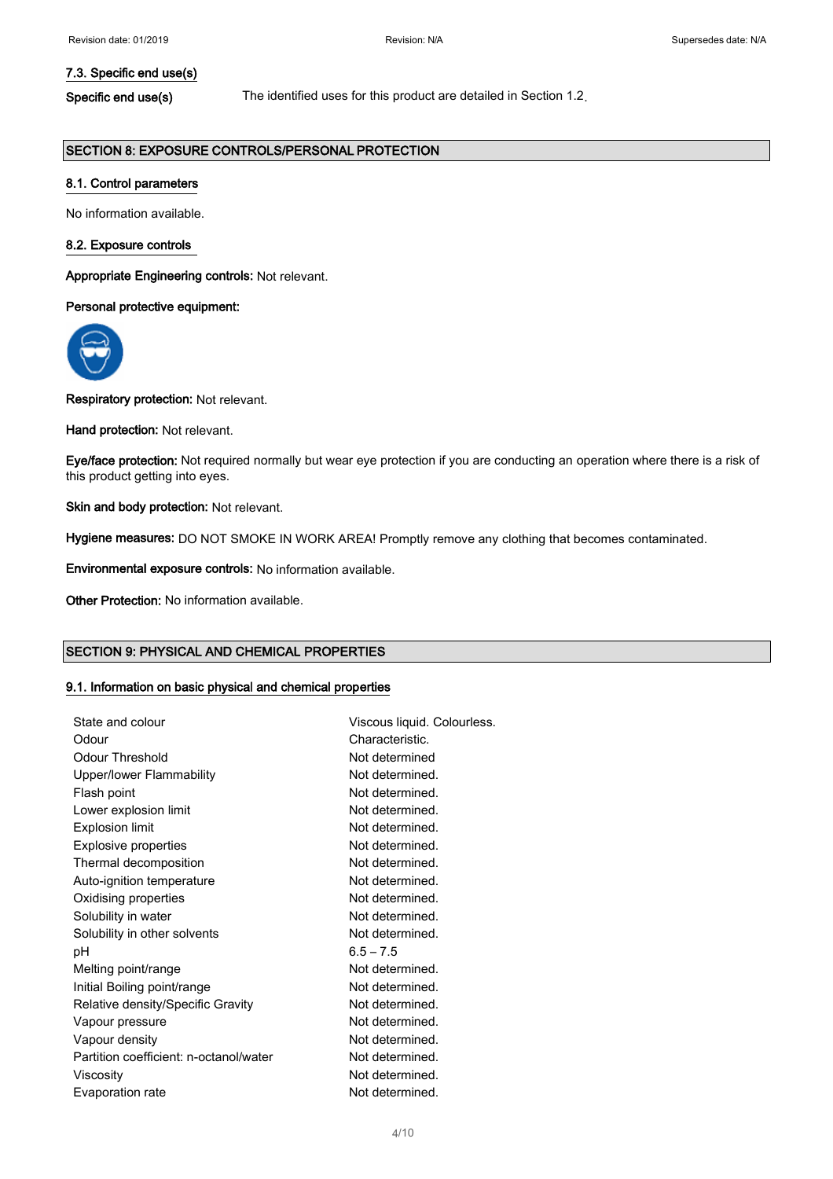### 7.3. Specific end use(s)

**Specific end use(s)** The identified uses for this product are detailed in Section 1.2.

## SECTION 8: EXPOSURE CONTROLS/PERSONAL PROTECTION

### 8.1. Control parameters

No information available.

### 8.2. Exposure controls

**Appropriate Engineering controls:** Not relevant.

**Personal protective equipment:**

**Respiratory protection:** Not relevant.

**Hand protection:** Not relevant.

**Eye/face protection:** Not required normally but wear eye protection if you are conducting an operation where there is a risk of this product getting into eyes.

**Skin and body protection:** Not relevant.

**Hygiene measures:** DO NOT SMOKE IN WORK AREA! Promptly remove any clothing that becomes contaminated.

**Environmental exposure controls:** No information available.

**Other Protection:** No information available.

## SECTION 9: PHYSICAL AND CHEMICAL PROPERTIES

### 9.1. Information on basic physical and chemical properties

| | |
|---|---|
| State and colour | Viscous liquid. Colourless. |
| Odour | Characteristic. |
| Odour Threshold | Not determined |
| Upper/lower Flammability | Not determined. |
| Flash point | Not determined. |
| Lower explosion limit | Not determined. |
| Explosion limit | Not determined. |
| Explosive properties | Not determined. |
| Thermal decomposition | Not determined. |
| Auto-ignition temperature | Not determined. |
| Oxidising properties | Not determined. |
| Solubility in water | Not determined. |
| Solubility in other solvents | Not determined. |
| pH | 6.5 – 7.5 |
| Melting point/range | Not determined. |
| Initial Boiling point/range | Not determined. |
| Relative density/Specific Gravity | Not determined. |
| Vapour pressure | Not determined. |
| Vapour density | Not determined. |
| Partition coefficient: n-octanol/water | Not determined. |
| Viscosity | Not determined. |
| Evaporation rate | Not determined. |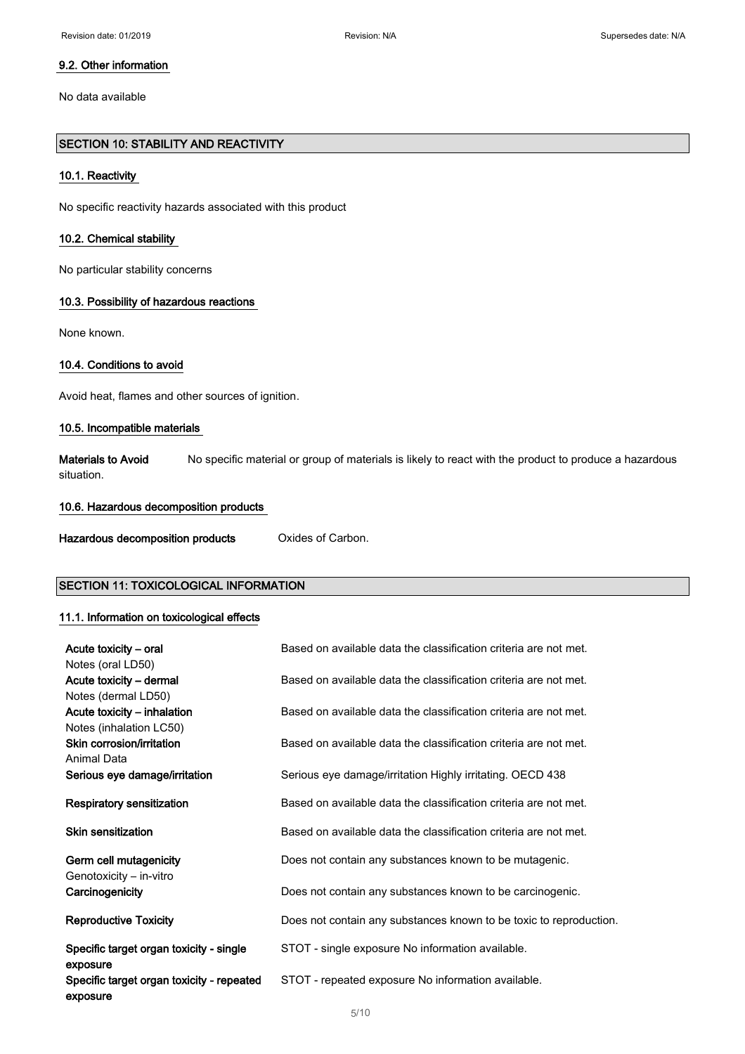### 9.2. Other information

No data available

## SECTION 10: STABILITY AND REACTIVITY

### 10.1. Reactivity

No specific reactivity hazards associated with this product

### 10.2. Chemical stability

No particular stability concerns

### 10.3. Possibility of hazardous reactions

None known.

### 10.4. Conditions to avoid

Avoid heat, flames and other sources of ignition.

### 10.5. Incompatible materials

**Materials to Avoid** No specific material or group of materials is likely to react with the product to produce a hazardous situation.

### 10.6. Hazardous decomposition products

**Hazardous decomposition products** Oxides of Carbon.

## SECTION 11: TOXICOLOGICAL INFORMATION

### 11.1. Information on toxicological effects

| | |
|---|---|
| **Acute toxicity – oral** Notes (oral LD50) | Based on available data the classification criteria are not met. |
| **Acute toxicity – dermal** Notes (dermal LD50) | Based on available data the classification criteria are not met. |
| **Acute toxicity – inhalation** Notes (inhalation LC50) | Based on available data the classification criteria are not met. |
| **Skin corrosion/irritation** Animal Data | Based on available data the classification criteria are not met. |
| **Serious eye damage/irritation** | Serious eye damage/irritation Highly irritating. OECD 438 |
| **Respiratory sensitization** | Based on available data the classification criteria are not met. |
| **Skin sensitization** | Based on available data the classification criteria are not met. |
| **Germ cell mutagenicity** Genotoxicity – in-vitro | Does not contain any substances known to be mutagenic. |
| **Carcinogenicity** | Does not contain any substances known to be carcinogenic. |
| **Reproductive Toxicity** | Does not contain any substances known to be toxic to reproduction. |
| **Specific target organ toxicity - single exposure** | STOT - single exposure No information available. |
| **Specific target organ toxicity - repeated exposure** | STOT - repeated exposure No information available. |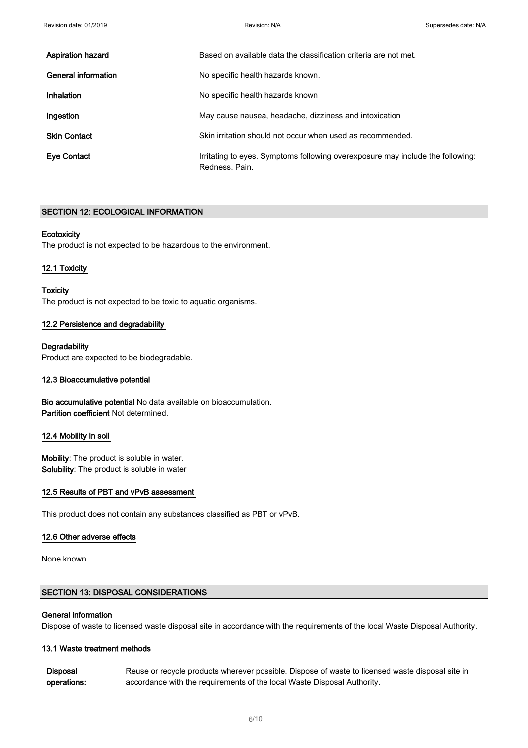| | |
|---|---|
| **Aspiration hazard** | Based on available data the classification criteria are not met. |
| **General information** | No specific health hazards known. |
| **Inhalation** | No specific health hazards known |
| **Ingestion** | May cause nausea, headache, dizziness and intoxication |
| **Skin Contact** | Skin irritation should not occur when used as recommended. |
| **Eye Contact** | Irritating to eyes. Symptoms following overexposure may include the following: Redness. Pain. |

## SECTION 12: ECOLOGICAL INFORMATION

**Ecotoxicity**
The product is not expected to be hazardous to the environment.

### 12.1 Toxicity

**Toxicity**
The product is not expected to be toxic to aquatic organisms.

### 12.2 Persistence and degradability

**Degradability**
Product are expected to be biodegradable.

### 12.3 Bioaccumulative potential

**Bio accumulative potential** No data available on bioaccumulation.
**Partition coefficient** Not determined.

### 12.4 Mobility in soil

**Mobility**: The product is soluble in water.
**Solubility**: The product is soluble in water

### 12.5 Results of PBT and vPvB assessment

This product does not contain any substances classified as PBT or vPvB.

### 12.6 Other adverse effects

None known.

## SECTION 13: DISPOSAL CONSIDERATIONS

**General information**
Dispose of waste to licensed waste disposal site in accordance with the requirements of the local Waste Disposal Authority.

### 13.1 Waste treatment methods

| | |
|---|---|
| **Disposal operations:** | Reuse or recycle products wherever possible. Dispose of waste to licensed waste disposal site in accordance with the requirements of the local Waste Disposal Authority. |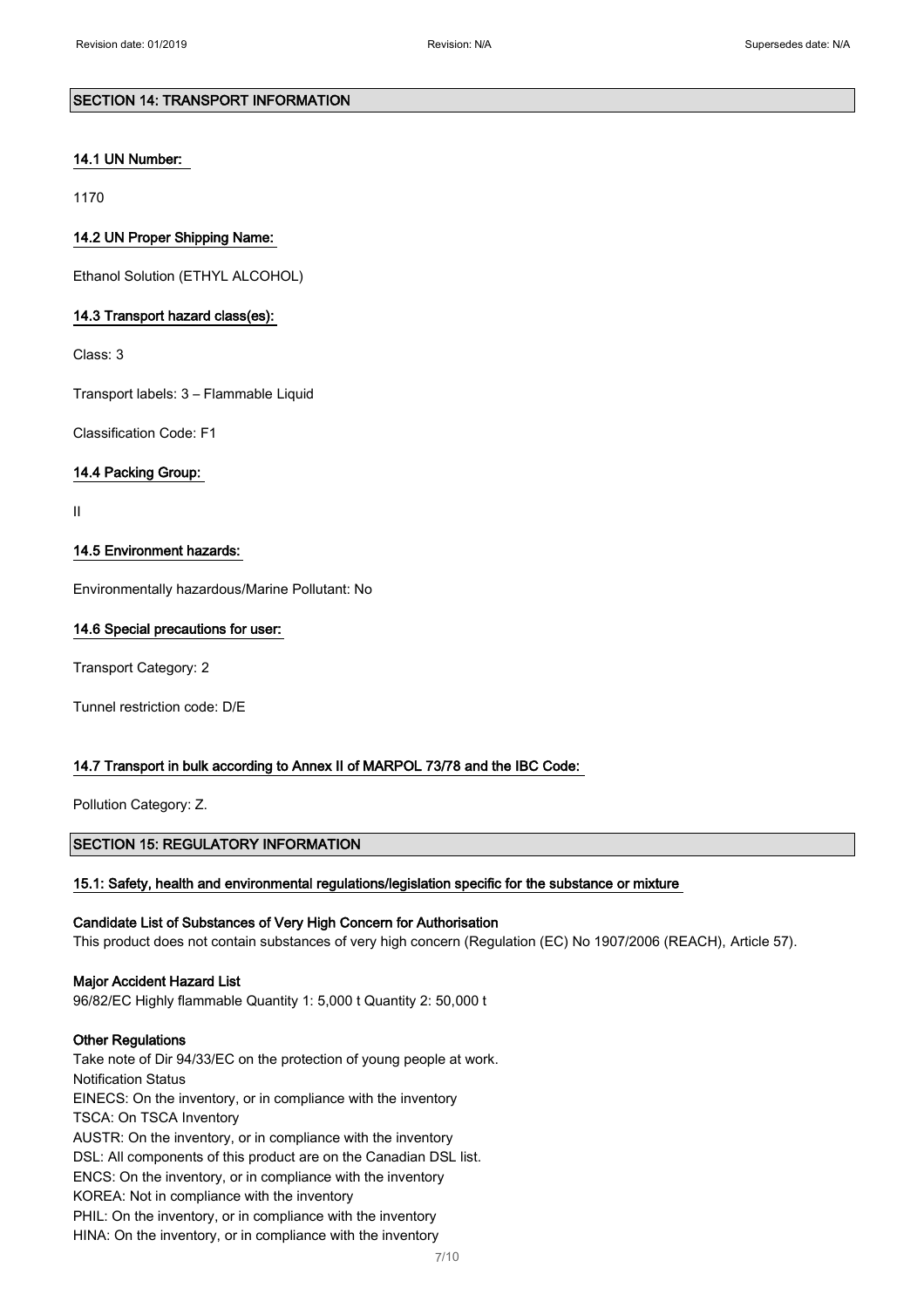## SECTION 14: TRANSPORT INFORMATION

### 14.1 UN Number:

1170

### 14.2 UN Proper Shipping Name:

Ethanol Solution (ETHYL ALCOHOL)

### 14.3 Transport hazard class(es):

Class: 3

Transport labels: 3 – Flammable Liquid

Classification Code: F1

### 14.4 Packing Group:

II

### 14.5 Environment hazards:

Environmentally hazardous/Marine Pollutant: No

### 14.6 Special precautions for user:

Transport Category: 2

Tunnel restriction code: D/E

### 14.7 Transport in bulk according to Annex II of MARPOL 73/78 and the IBC Code:

Pollution Category: Z.

## SECTION 15: REGULATORY INFORMATION

### 15.1: Safety, health and environmental regulations/legislation specific for the substance or mixture

**Candidate List of Substances of Very High Concern for Authorisation**

This product does not contain substances of very high concern (Regulation (EC) No 1907/2006 (REACH), Article 57).

**Major Accident Hazard List**

96/82/EC Highly flammable Quantity 1: 5,000 t Quantity 2: 50,000 t

**Other Regulations**

Take note of Dir 94/33/EC on the protection of young people at work.
Notification Status
EINECS: On the inventory, or in compliance with the inventory
TSCA: On TSCA Inventory
AUSTR: On the inventory, or in compliance with the inventory
DSL: All components of this product are on the Canadian DSL list.
ENCS: On the inventory, or in compliance with the inventory
KOREA: Not in compliance with the inventory
PHIL: On the inventory, or in compliance with the inventory
HINA: On the inventory, or in compliance with the inventory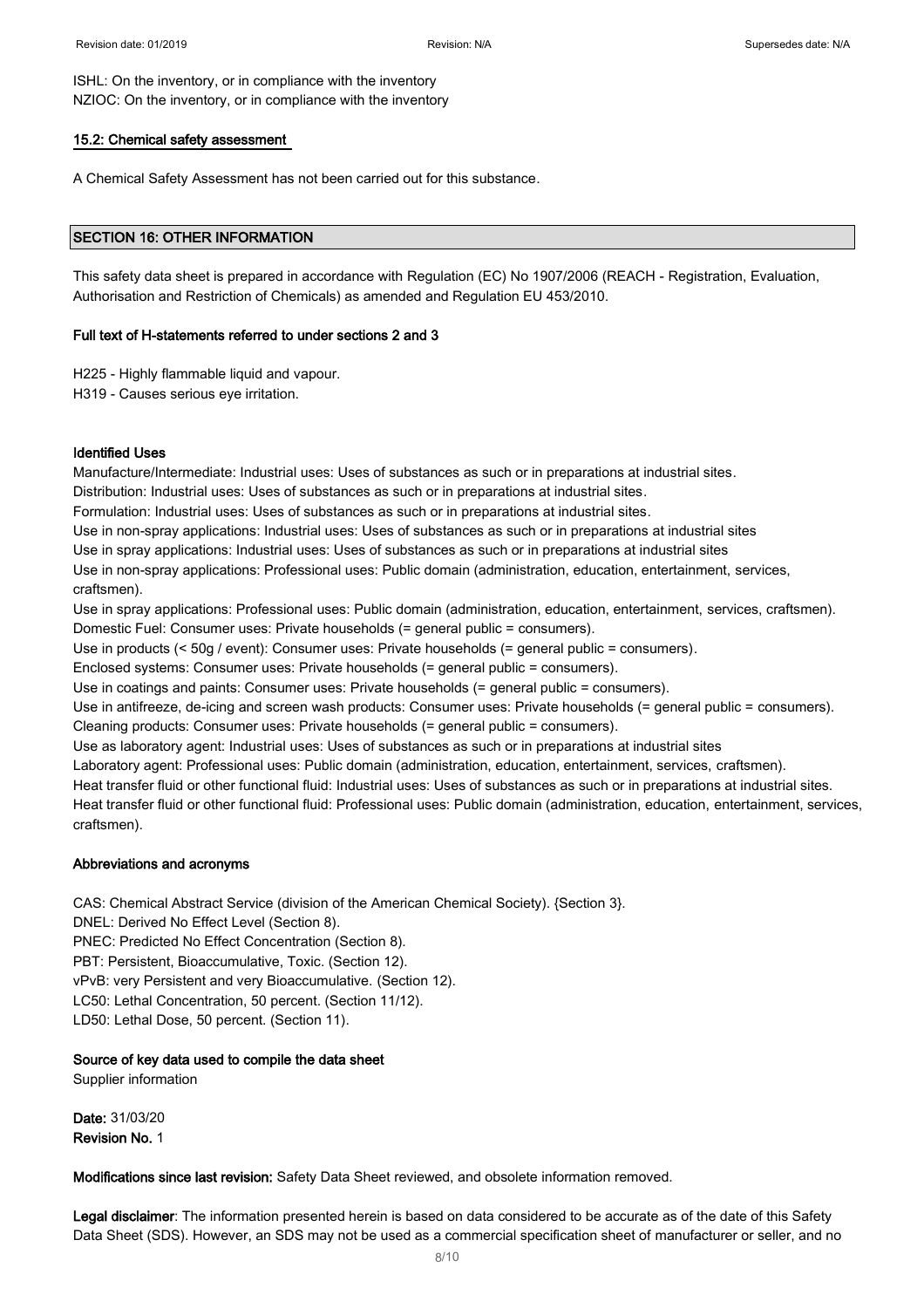ISHL: On the inventory, or in compliance with the inventory
NZIOC: On the inventory, or in compliance with the inventory

### 15.2: Chemical safety assessment

A Chemical Safety Assessment has not been carried out for this substance.

## SECTION 16: OTHER INFORMATION

This safety data sheet is prepared in accordance with Regulation (EC) No 1907/2006 (REACH - Registration, Evaluation, Authorisation and Restriction of Chemicals) as amended and Regulation EU 453/2010.

### Full text of H-statements referred to under sections 2 and 3

H225 - Highly flammable liquid and vapour.
H319 - Causes serious eye irritation.

### Identified Uses

Manufacture/Intermediate: Industrial uses: Uses of substances as such or in preparations at industrial sites.
Distribution: Industrial uses: Uses of substances as such or in preparations at industrial sites.
Formulation: Industrial uses: Uses of substances as such or in preparations at industrial sites.
Use in non-spray applications: Industrial uses: Uses of substances as such or in preparations at industrial sites
Use in spray applications: Industrial uses: Uses of substances as such or in preparations at industrial sites
Use in non-spray applications: Professional uses: Public domain (administration, education, entertainment, services, craftsmen).
Use in spray applications: Professional uses: Public domain (administration, education, entertainment, services, craftsmen).
Domestic Fuel: Consumer uses: Private households (= general public = consumers).
Use in products (< 50g / event): Consumer uses: Private households (= general public = consumers).
Enclosed systems: Consumer uses: Private households (= general public = consumers).
Use in coatings and paints: Consumer uses: Private households (= general public = consumers).
Use in antifreeze, de-icing and screen wash products: Consumer uses: Private households (= general public = consumers).
Cleaning products: Consumer uses: Private households (= general public = consumers).
Use as laboratory agent: Industrial uses: Uses of substances as such or in preparations at industrial sites
Laboratory agent: Professional uses: Public domain (administration, education, entertainment, services, craftsmen).
Heat transfer fluid or other functional fluid: Industrial uses: Uses of substances as such or in preparations at industrial sites.
Heat transfer fluid or other functional fluid: Professional uses: Public domain (administration, education, entertainment, services, craftsmen).

### Abbreviations and acronyms

CAS: Chemical Abstract Service (division of the American Chemical Society). {Section 3}.
DNEL: Derived No Effect Level (Section 8).
PNEC: Predicted No Effect Concentration (Section 8).
PBT: Persistent, Bioaccumulative, Toxic. (Section 12).
vPvB: very Persistent and very Bioaccumulative. (Section 12).
LC50: Lethal Concentration, 50 percent. (Section 11/12).
LD50: Lethal Dose, 50 percent. (Section 11).

### Source of key data used to compile the data sheet

Supplier information

**Date:** 31/03/20
**Revision No.** 1

**Modifications since last revision:** Safety Data Sheet reviewed, and obsolete information removed.

**Legal disclaimer**: The information presented herein is based on data considered to be accurate as of the date of this Safety Data Sheet (SDS). However, an SDS may not be used as a commercial specification sheet of manufacturer or seller, and no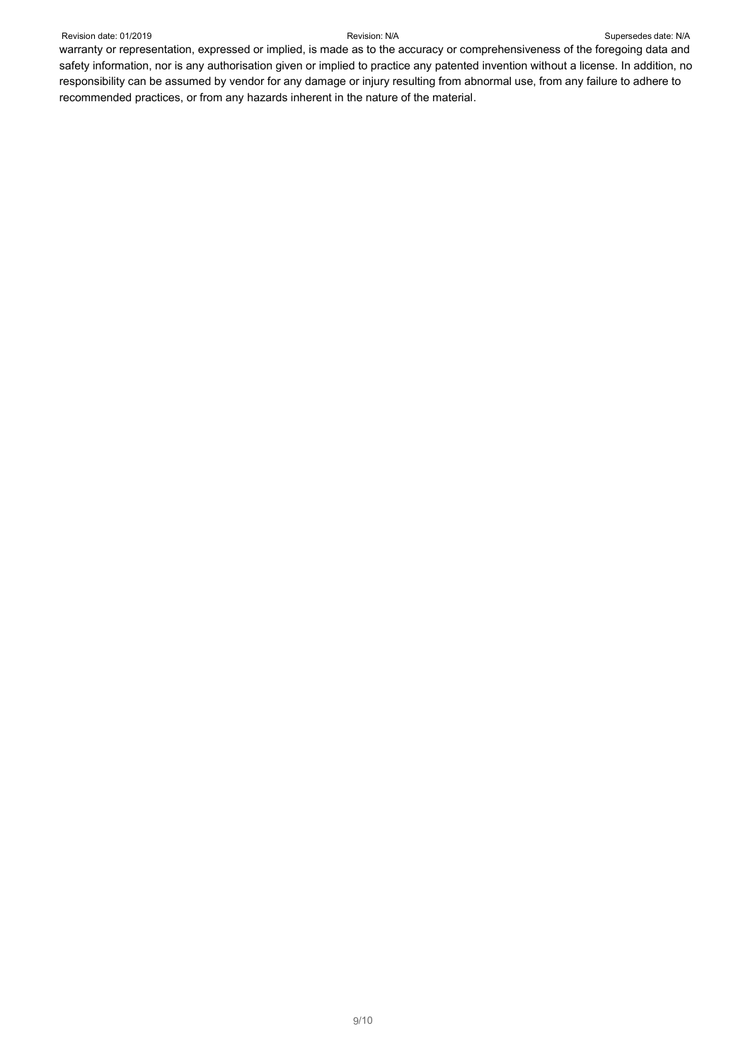warranty or representation, expressed or implied, is made as to the accuracy or comprehensiveness of the foregoing data and safety information, nor is any authorisation given or implied to practice any patented invention without a license. In addition, no responsibility can be assumed by vendor for any damage or injury resulting from abnormal use, from any failure to adhere to recommended practices, or from any hazards inherent in the nature of the material.